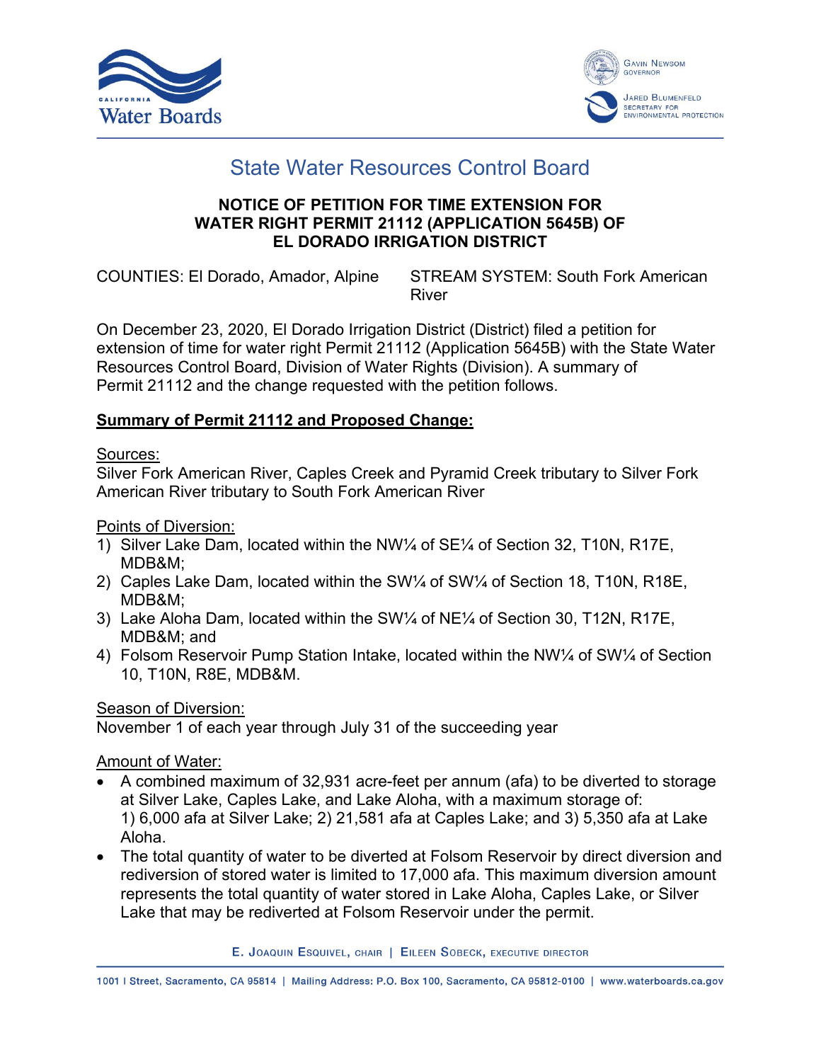# State Water Resources Control Board

## NOTICE OF PETITION FOR TIME EXTENSION FOR WATER RIGHT PERMIT 21112 (APPLICATION 5645B) OF EL DORADO IRRIGATION DISTRICT

COUNTIES: El Dorado, Amador, Alpine

STREAM SYSTEM: South Fork American River

On December 23, 2020, El Dorado Irrigation District (District) filed a petition for extension of time for water right Permit 21112 (Application 5645B) with the State Water Resources Control Board, Division of Water Rights (Division). A summary of Permit 21112 and the change requested with the petition follows.

**Summary of Permit 21112 and Proposed Change:**

Sources:
Silver Fork American River, Caples Creek and Pyramid Creek tributary to Silver Fork American River tributary to South Fork American River

Points of Diversion:

1) Silver Lake Dam, located within the NW¼ of SE¼ of Section 32, T10N, R17E, MDB&M;
2) Caples Lake Dam, located within the SW¼ of SW¼ of Section 18, T10N, R18E, MDB&M;
3) Lake Aloha Dam, located within the SW¼ of NE¼ of Section 30, T12N, R17E, MDB&M; and
4) Folsom Reservoir Pump Station Intake, located within the NW¼ of SW¼ of Section 10, T10N, R8E, MDB&M.

Season of Diversion:
November 1 of each year through July 31 of the succeeding year

Amount of Water:

- A combined maximum of 32,931 acre-feet per annum (afa) to be diverted to storage at Silver Lake, Caples Lake, and Lake Aloha, with a maximum storage of: 1) 6,000 afa at Silver Lake; 2) 21,581 afa at Caples Lake; and 3) 5,350 afa at Lake Aloha.
- The total quantity of water to be diverted at Folsom Reservoir by direct diversion and rediversion of stored water is limited to 17,000 afa. This maximum diversion amount represents the total quantity of water stored in Lake Aloha, Caples Lake, or Silver Lake that may be rediverted at Folsom Reservoir under the permit.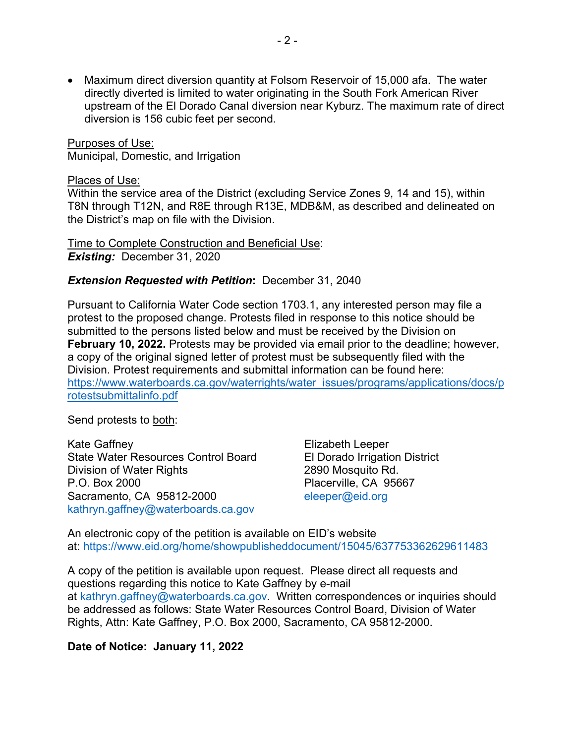- Maximum direct diversion quantity at Folsom Reservoir of 15,000 afa. The water directly diverted is limited to water originating in the South Fork American River upstream of the El Dorado Canal diversion near Kyburz. The maximum rate of direct diversion is 156 cubic feet per second.

Purposes of Use:
Municipal, Domestic, and Irrigation

Places of Use:
Within the service area of the District (excluding Service Zones 9, 14 and 15), within T8N through T12N, and R8E through R13E, MDB&M, as described and delineated on the District's map on file with the Division.

Time to Complete Construction and Beneficial Use:
***Existing:*** December 31, 2020

***Extension Requested with Petition*:** December 31, 2040

Pursuant to California Water Code section 1703.1, any interested person may file a protest to the proposed change. Protests filed in response to this notice should be submitted to the persons listed below and must be received by the Division on **February 10, 2022.** Protests may be provided via email prior to the deadline; however, a copy of the original signed letter of protest must be subsequently filed with the Division. Protest requirements and submittal information can be found here: https://www.waterboards.ca.gov/waterrights/water_issues/programs/applications/docs/protestsubmittalinfo.pdf

Send protests to both:

Kate Gaffney
State Water Resources Control Board
Division of Water Rights
P.O. Box 2000
Sacramento, CA 95812-2000
kathryn.gaffney@waterboards.ca.gov

Elizabeth Leeper
El Dorado Irrigation District
2890 Mosquito Rd.
Placerville, CA 95667
eleeper@eid.org

An electronic copy of the petition is available on EID's website at: https://www.eid.org/home/showpublisheddocument/15045/637753362629611483

A copy of the petition is available upon request. Please direct all requests and questions regarding this notice to Kate Gaffney by e-mail at kathryn.gaffney@waterboards.ca.gov. Written correspondences or inquiries should be addressed as follows: State Water Resources Control Board, Division of Water Rights, Attn: Kate Gaffney, P.O. Box 2000, Sacramento, CA 95812-2000.

**Date of Notice: January 11, 2022**